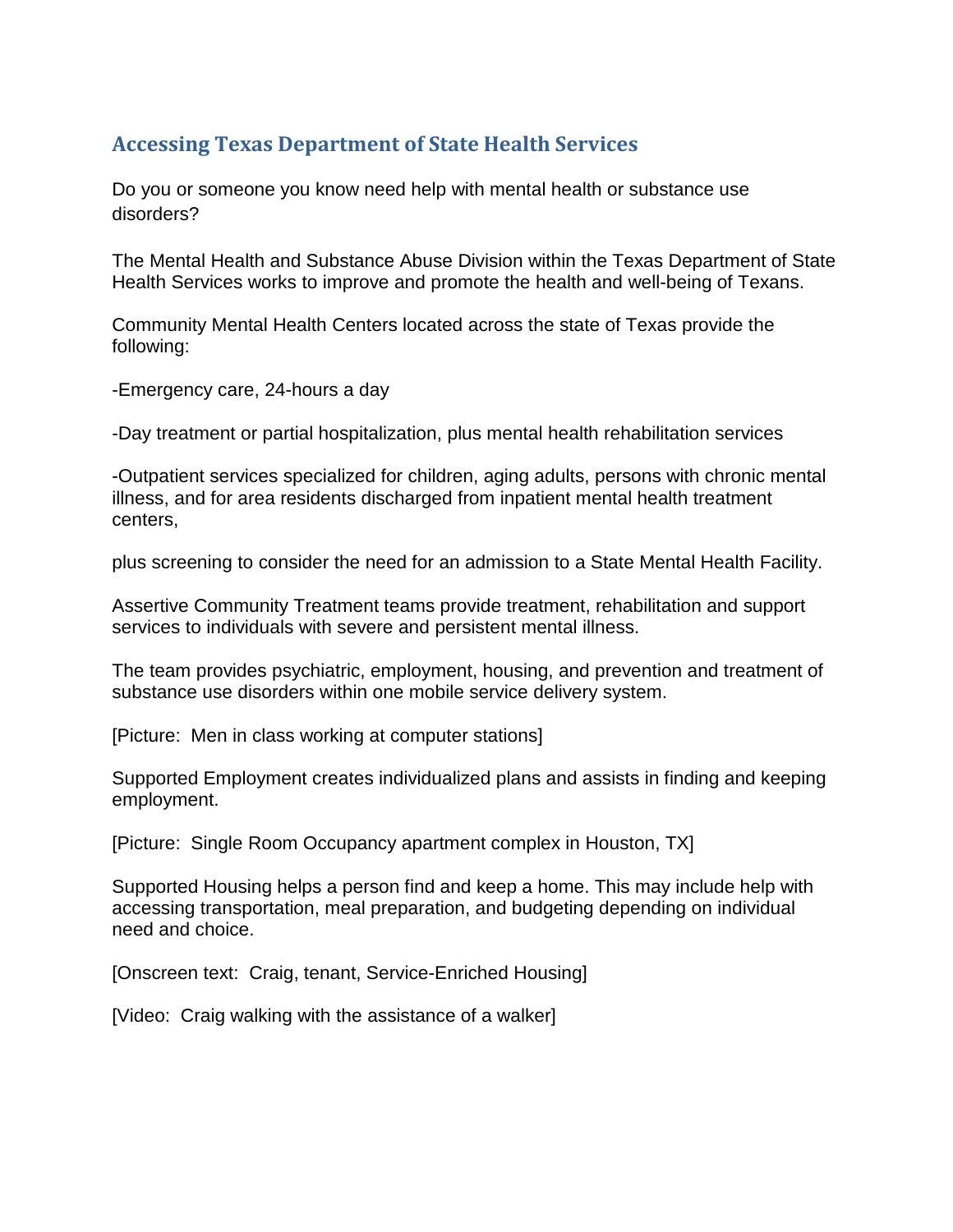## Accessing Texas Department of State Health Services

Do you or someone you know need help with mental health or substance use disorders?

The Mental Health and Substance Abuse Division within the Texas Department of State Health Services works to improve and promote the health and well-being of Texans.

Community Mental Health Centers located across the state of Texas provide the following:

-Emergency care, 24-hours a day

-Day treatment or partial hospitalization, plus mental health rehabilitation services

-Outpatient services specialized for children, aging adults, persons with chronic mental illness, and for area residents discharged from inpatient mental health treatment centers,

plus screening to consider the need for an admission to a State Mental Health Facility.

Assertive Community Treatment teams provide treatment, rehabilitation and support services to individuals with severe and persistent mental illness.

The team provides psychiatric, employment, housing, and prevention and treatment of substance use disorders within one mobile service delivery system.

[Picture: Men in class working at computer stations]

Supported Employment creates individualized plans and assists in finding and keeping employment.

[Picture: Single Room Occupancy apartment complex in Houston, TX]

Supported Housing helps a person find and keep a home. This may include help with accessing transportation, meal preparation, and budgeting depending on individual need and choice.

[Onscreen text: Craig, tenant, Service-Enriched Housing]

[Video: Craig walking with the assistance of a walker]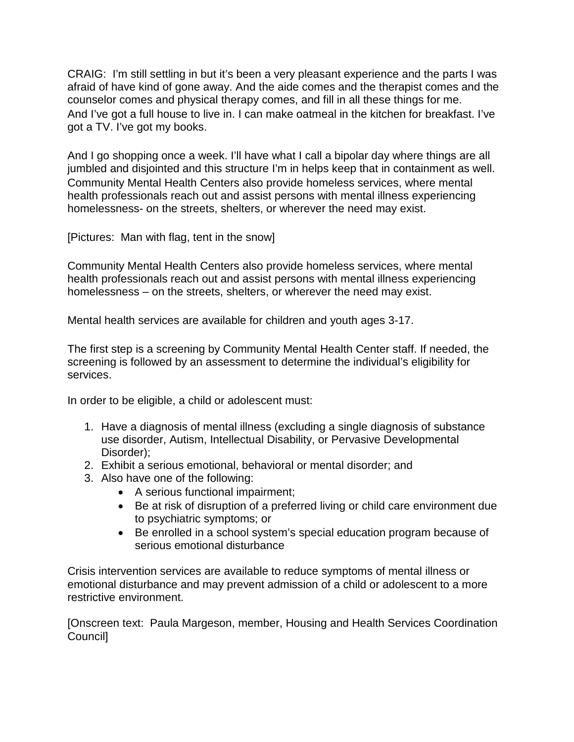CRAIG: I'm still settling in but it's been a very pleasant experience and the parts I was afraid of have kind of gone away. And the aide comes and the therapist comes and the counselor comes and physical therapy comes, and fill in all these things for me. And I've got a full house to live in. I can make oatmeal in the kitchen for breakfast. I've got a TV. I've got my books.

And I go shopping once a week. I'll have what I call a bipolar day where things are all jumbled and disjointed and this structure I'm in helps keep that in containment as well. Community Mental Health Centers also provide homeless services, where mental health professionals reach out and assist persons with mental illness experiencing homelessness- on the streets, shelters, or wherever the need may exist.

[Pictures: Man with flag, tent in the snow]

Community Mental Health Centers also provide homeless services, where mental health professionals reach out and assist persons with mental illness experiencing homelessness – on the streets, shelters, or wherever the need may exist.

Mental health services are available for children and youth ages 3-17.

The first step is a screening by Community Mental Health Center staff. If needed, the screening is followed by an assessment to determine the individual's eligibility for services.

In order to be eligible, a child or adolescent must:

1. Have a diagnosis of mental illness (excluding a single diagnosis of substance use disorder, Autism, Intellectual Disability, or Pervasive Developmental Disorder);
2. Exhibit a serious emotional, behavioral or mental disorder; and
3. Also have one of the following:
   - A serious functional impairment;
   - Be at risk of disruption of a preferred living or child care environment due to psychiatric symptoms; or
   - Be enrolled in a school system's special education program because of serious emotional disturbance

Crisis intervention services are available to reduce symptoms of mental illness or emotional disturbance and may prevent admission of a child or adolescent to a more restrictive environment.

[Onscreen text: Paula Margeson, member, Housing and Health Services Coordination Council]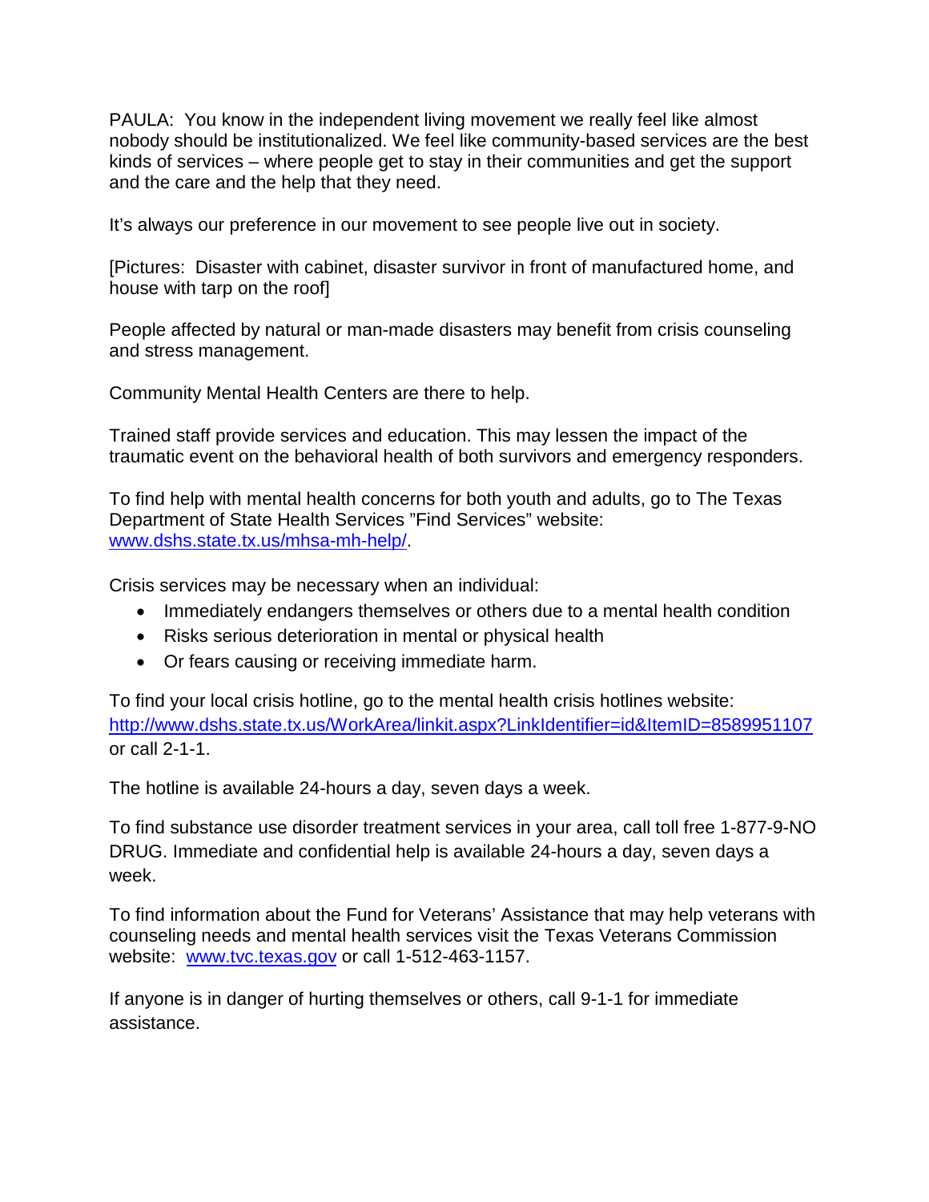PAULA: You know in the independent living movement we really feel like almost nobody should be institutionalized. We feel like community-based services are the best kinds of services – where people get to stay in their communities and get the support and the care and the help that they need.

It's always our preference in our movement to see people live out in society.

[Pictures: Disaster with cabinet, disaster survivor in front of manufactured home, and house with tarp on the roof]

People affected by natural or man-made disasters may benefit from crisis counseling and stress management.

Community Mental Health Centers are there to help.

Trained staff provide services and education. This may lessen the impact of the traumatic event on the behavioral health of both survivors and emergency responders.

To find help with mental health concerns for both youth and adults, go to The Texas Department of State Health Services "Find Services" website: [www.dshs.state.tx.us/mhsa-mh-help/](www.dshs.state.tx.us/mhsa-mh-help/).

Crisis services may be necessary when an individual:

- Immediately endangers themselves or others due to a mental health condition
- Risks serious deterioration in mental or physical health
- Or fears causing or receiving immediate harm.

To find your local crisis hotline, go to the mental health crisis hotlines website: [http://www.dshs.state.tx.us/WorkArea/linkit.aspx?LinkIdentifier=id&ItemID=8589951107](http://www.dshs.state.tx.us/WorkArea/linkit.aspx?LinkIdentifier=id&ItemID=8589951107) or call 2-1-1.

The hotline is available 24-hours a day, seven days a week.

To find substance use disorder treatment services in your area, call toll free 1-877-9-NO DRUG. Immediate and confidential help is available 24-hours a day, seven days a week.

To find information about the Fund for Veterans' Assistance that may help veterans with counseling needs and mental health services visit the Texas Veterans Commission website: [www.tvc.texas.gov](www.tvc.texas.gov) or call 1-512-463-1157.

If anyone is in danger of hurting themselves or others, call 9-1-1 for immediate assistance.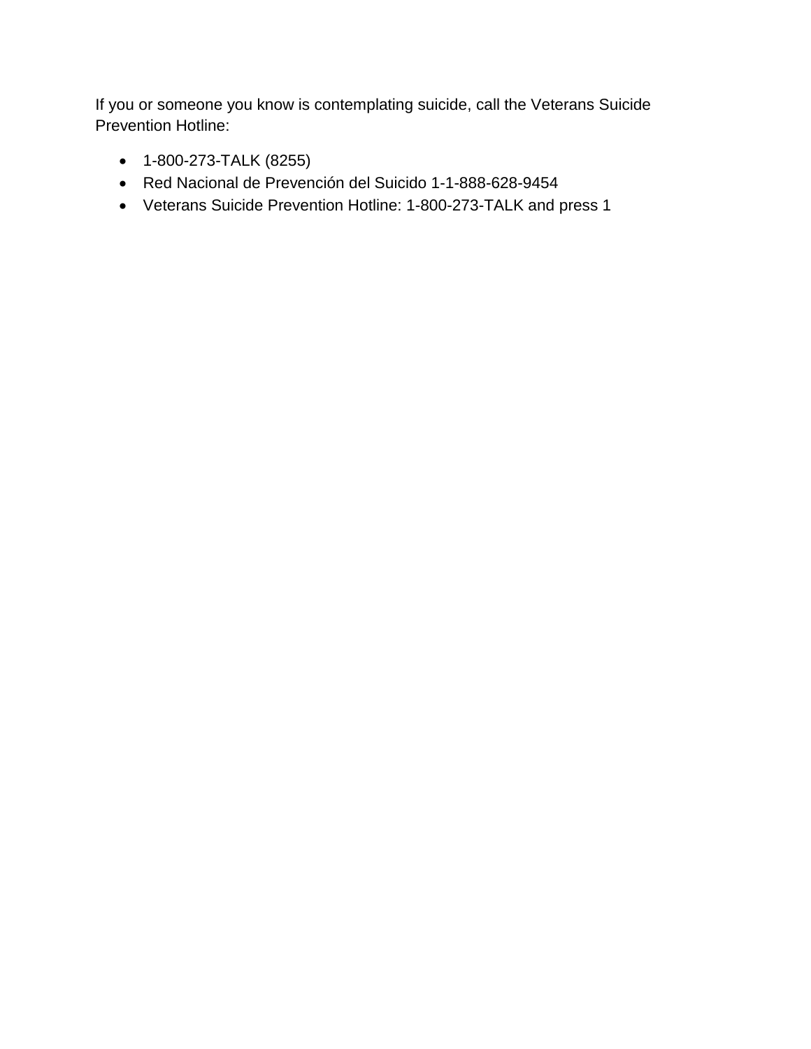If you or someone you know is contemplating suicide, call the Veterans Suicide Prevention Hotline:

- 1-800-273-TALK (8255)
- Red Nacional de Prevención del Suicido 1-1-888-628-9454
- Veterans Suicide Prevention Hotline: 1-800-273-TALK and press 1